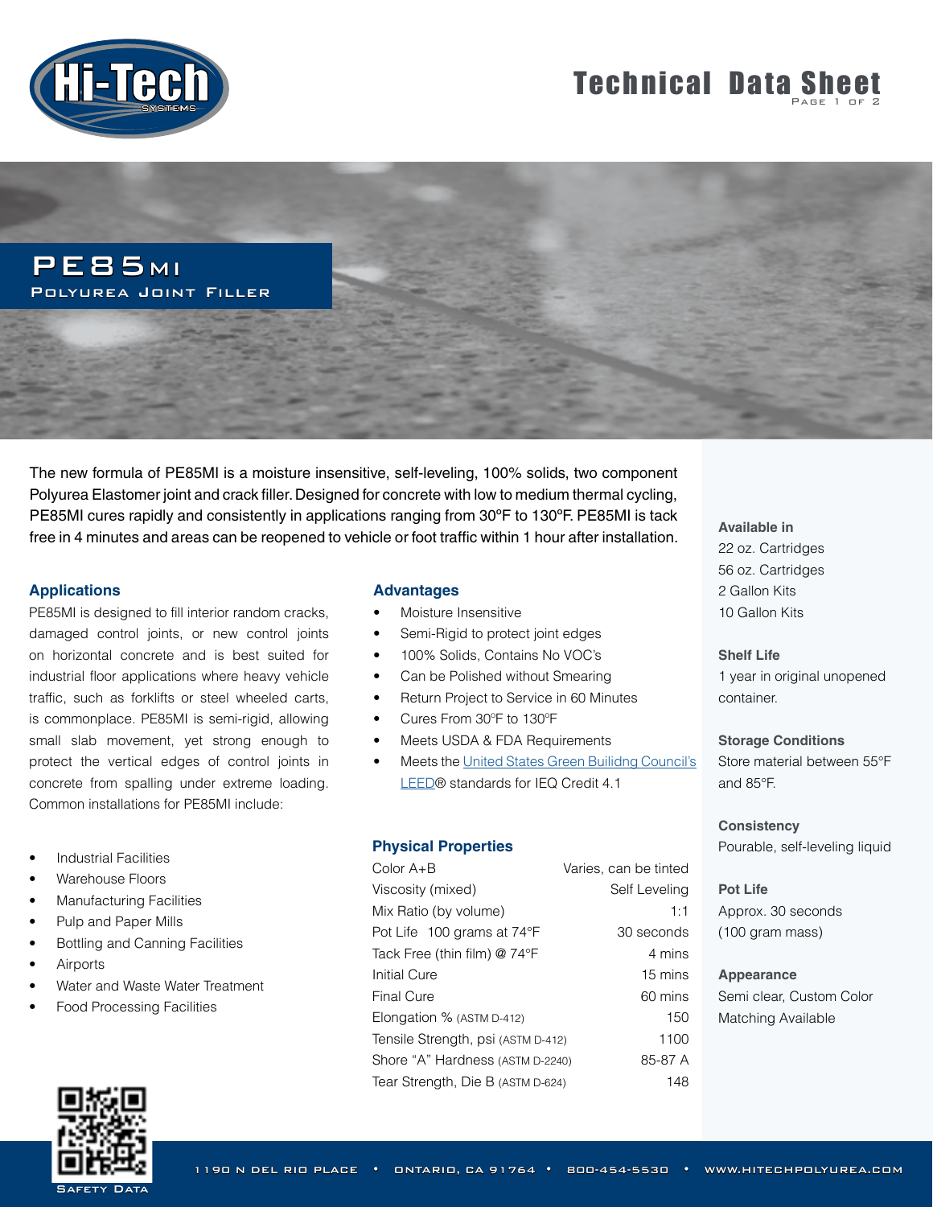# PE85MI

## Polyurea Joint Filler

Technical Data Sheet

The new formula of PE85MI is a moisture insensitive, self-leveling, 100% solids, two component Polyurea Elastomer joint and crack filler. Designed for concrete with low to medium thermal cycling, PE85MI cures rapidly and consistently in applications ranging from 30°F to 130°F. PE85MI is tack free in 4 minutes and areas can be reopened to vehicle or foot traffic within 1 hour after installation.

### Applications

PE85MI is designed to fill interior random cracks, damaged control joints, or new control joints on horizontal concrete and is best suited for industrial floor applications where heavy vehicle traffic, such as forklifts or steel wheeled carts, is commonplace. PE85MI is semi-rigid, allowing small slab movement, yet strong enough to protect the vertical edges of control joints in concrete from spalling under extreme loading. Common installations for PE85MI include:

- Industrial Facilities
- Warehouse Floors
- Manufacturing Facilities
- Pulp and Paper Mills
- Bottling and Canning Facilities
- Airports
- Water and Waste Water Treatment
- Food Processing Facilities

### Advantages

- Moisture Insensitive
- Semi-Rigid to protect joint edges
- 100% Solids, Contains No VOC's
- Can be Polished without Smearing
- Return Project to Service in 60 Minutes
- Cures From 30°F to 130°F
- Meets USDA & FDA Requirements
- Meets the United States Green Builidng Council's LEED® standards for IEQ Credit 4.1

### Physical Properties

| Property | Value |
|---|---|
| Color A+B | Varies, can be tinted |
| Viscosity (mixed) | Self Leveling |
| Mix Ratio (by volume) | 1:1 |
| Pot Life 100 grams at 74°F | 30 seconds |
| Tack Free (thin film) @ 74°F | 4 mins |
| Initial Cure | 15 mins |
| Final Cure | 60 mins |
| Elongation % (ASTM D-412) | 150 |
| Tensile Strength, psi (ASTM D-412) | 1100 |
| Shore "A" Hardness (ASTM D-2240) | 85-87 A |
| Tear Strength, Die B (ASTM D-624) | 148 |

**Available in**
22 oz. Cartridges
56 oz. Cartridges
2 Gallon Kits
10 Gallon Kits

**Shelf Life**
1 year in original unopened container.

**Storage Conditions**
Store material between 55°F and 85°F.

**Consistency**
Pourable, self-leveling liquid

**Pot Life**
Approx. 30 seconds (100 gram mass)

**Appearance**
Semi clear, Custom Color Matching Available

Safety Data

1190 N Del Rio Place • Ontario, CA 91764 • 800-454-5530 • www.hitechpolyurea.com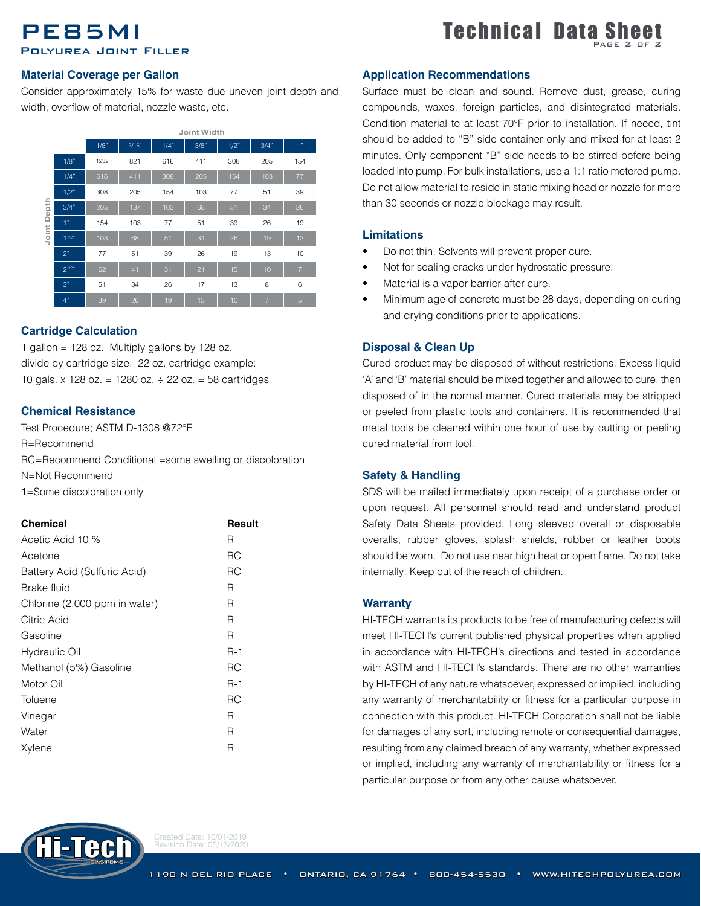# PE85MI

Polyurea Joint Filler

## Material Coverage per Gallon

Consider approximately 15% for waste due uneven joint depth and width, overflow of material, nozzle waste, etc.

| Joint Depth | Joint Width 1/8" | 3/16" | 1/4" | 3/8" | 1/2" | 3/4" | 1" |
|---|---|---|---|---|---|---|---|
| 1/8" | 1232 | 821 | 616 | 411 | 308 | 205 | 154 |
| 1/4" | 616 | 411 | 308 | 205 | 154 | 103 | 77 |
| 1/2" | 308 | 205 | 154 | 103 | 77 | 51 | 39 |
| 3/4" | 205 | 137 | 103 | 68 | 51 | 34 | 26 |
| 1" | 154 | 103 | 77 | 51 | 39 | 26 | 19 |
| 1 1/2" | 103 | 68 | 51 | 34 | 26 | 19 | 13 |
| 2" | 77 | 51 | 39 | 26 | 19 | 13 | 10 |
| 2 1/2" | 62 | 41 | 31 | 21 | 15 | 10 | 7 |
| 3" | 51 | 34 | 26 | 17 | 13 | 8 | 6 |
| 4" | 39 | 26 | 19 | 13 | 10 | 7 | 5 |

## Cartridge Calculation

1 gallon = 128 oz. Multiply gallons by 128 oz.
divide by cartridge size. 22 oz. cartridge example:
10 gals. x 128 oz. = 1280 oz. ÷ 22 oz. = 58 cartridges

## Chemical Resistance

Test Procedure; ASTM D-1308 @72°F
R=Recommend
RC=Recommend Conditional =some swelling or discoloration
N=Not Recommend
1=Some discoloration only

| Chemical | Result |
|---|---|
| Acetic Acid 10 % | R |
| Acetone | RC |
| Battery Acid (Sulfuric Acid) | RC |
| Brake fluid | R |
| Chlorine (2,000 ppm in water) | R |
| Citric Acid | R |
| Gasoline | R |
| Hydraulic Oil | R-1 |
| Methanol (5%) Gasoline | RC |
| Motor Oil | R-1 |
| Toluene | RC |
| Vinegar | R |
| Water | R |
| Xylene | R |

## Application Recommendations

Surface must be clean and sound. Remove dust, grease, curing compounds, waxes, foreign particles, and disintegrated materials. Condition material to at least 70°F prior to installation. If neeed, tint should be added to "B" side container only and mixed for at least 2 minutes. Only component "B" side needs to be stirred before being loaded into pump. For bulk installations, use a 1:1 ratio metered pump. Do not allow material to reside in static mixing head or nozzle for more than 30 seconds or nozzle blockage may result.

## Limitations

- Do not thin. Solvents will prevent proper cure.
- Not for sealing cracks under hydrostatic pressure.
- Material is a vapor barrier after cure.
- Minimum age of concrete must be 28 days, depending on curing and drying conditions prior to applications.

## Disposal & Clean Up

Cured product may be disposed of without restrictions. Excess liquid 'A' and 'B' material should be mixed together and allowed to cure, then disposed of in the normal manner. Cured materials may be stripped or peeled from plastic tools and containers. It is recommended that metal tools be cleaned within one hour of use by cutting or peeling cured material from tool.

## Safety & Handling

SDS will be mailed immediately upon receipt of a purchase order or upon request. All personnel should read and understand product Safety Data Sheets provided. Long sleeved overall or disposable overalls, rubber gloves, splash shields, rubber or leather boots should be worn. Do not use near high heat or open flame. Do not take internally. Keep out of the reach of children.

## Warranty

HI-TECH warrants its products to be free of manufacturing defects will meet HI-TECH's current published physical properties when applied in accordance with HI-TECH's directions and tested in accordance with ASTM and HI-TECH's standards. There are no other warranties by HI-TECH of any nature whatsoever, expressed or implied, including any warranty of merchantability or fitness for a particular purpose in connection with this product. HI-TECH Corporation shall not be liable for damages of any sort, including remote or consequential damages, resulting from any claimed breach of any warranty, whether expressed or implied, including any warranty of merchantability or fitness for a particular purpose or from any other cause whatsoever.

Created Date: 10/01/2019
Revision Date: 05/13/2020

1190 N DEL RIO PLACE • ONTARIO, CA 91764 • 800-454-5530 • WWW.HITECHPOLYUREA.COM